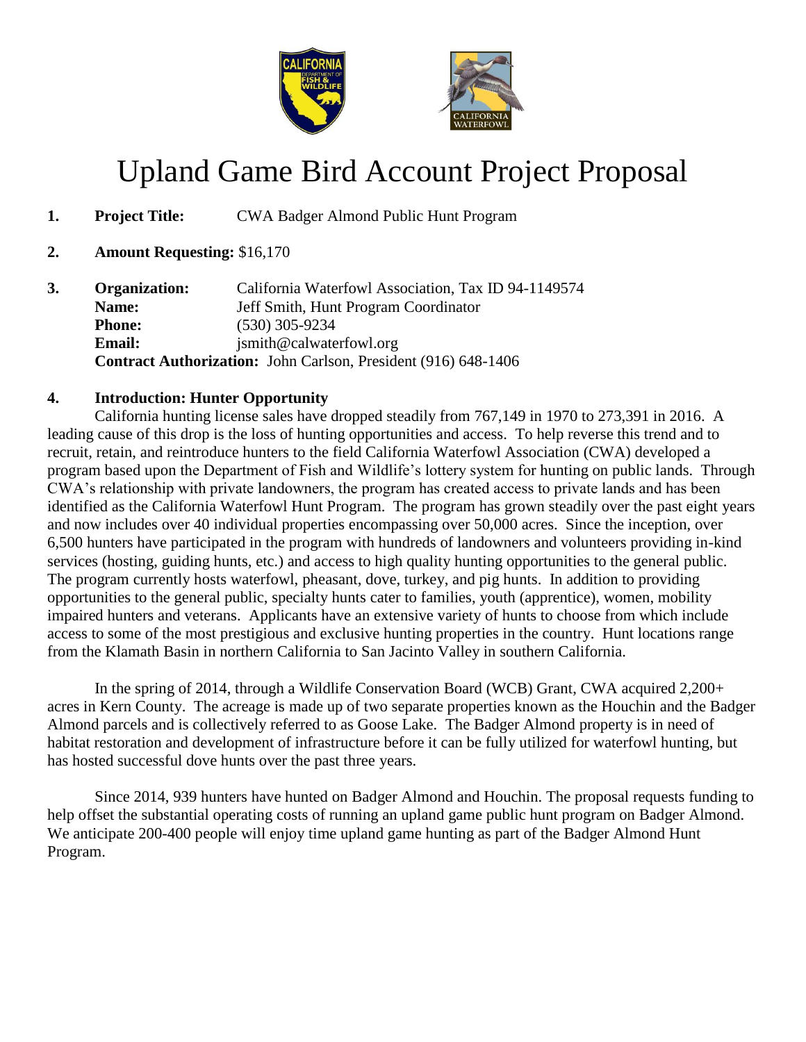# Upland Game Bird Account Project Proposal

**1. Project Title:** CWA Badger Almond Public Hunt Program

**2. Amount Requesting:** $16,170

**3. Organization:** California Waterfowl Association, Tax ID 94-1149574
**Name:** Jeff Smith, Hunt Program Coordinator
**Phone:** (530) 305-9234
**Email:** jsmith@calwaterfowl.org
**Contract Authorization:** John Carlson, President (916) 648-1406

**4. Introduction: Hunter Opportunity**

California hunting license sales have dropped steadily from 767,149 in 1970 to 273,391 in 2016. A leading cause of this drop is the loss of hunting opportunities and access. To help reverse this trend and to recruit, retain, and reintroduce hunters to the field California Waterfowl Association (CWA) developed a program based upon the Department of Fish and Wildlife's lottery system for hunting on public lands. Through CWA's relationship with private landowners, the program has created access to private lands and has been identified as the California Waterfowl Hunt Program. The program has grown steadily over the past eight years and now includes over 40 individual properties encompassing over 50,000 acres. Since the inception, over 6,500 hunters have participated in the program with hundreds of landowners and volunteers providing in-kind services (hosting, guiding hunts, etc.) and access to high quality hunting opportunities to the general public. The program currently hosts waterfowl, pheasant, dove, turkey, and pig hunts. In addition to providing opportunities to the general public, specialty hunts cater to families, youth (apprentice), women, mobility impaired hunters and veterans. Applicants have an extensive variety of hunts to choose from which include access to some of the most prestigious and exclusive hunting properties in the country. Hunt locations range from the Klamath Basin in northern California to San Jacinto Valley in southern California.

In the spring of 2014, through a Wildlife Conservation Board (WCB) Grant, CWA acquired 2,200+ acres in Kern County. The acreage is made up of two separate properties known as the Houchin and the Badger Almond parcels and is collectively referred to as Goose Lake. The Badger Almond property is in need of habitat restoration and development of infrastructure before it can be fully utilized for waterfowl hunting, but has hosted successful dove hunts over the past three years.

Since 2014, 939 hunters have hunted on Badger Almond and Houchin. The proposal requests funding to help offset the substantial operating costs of running an upland game public hunt program on Badger Almond. We anticipate 200-400 people will enjoy time upland game hunting as part of the Badger Almond Hunt Program.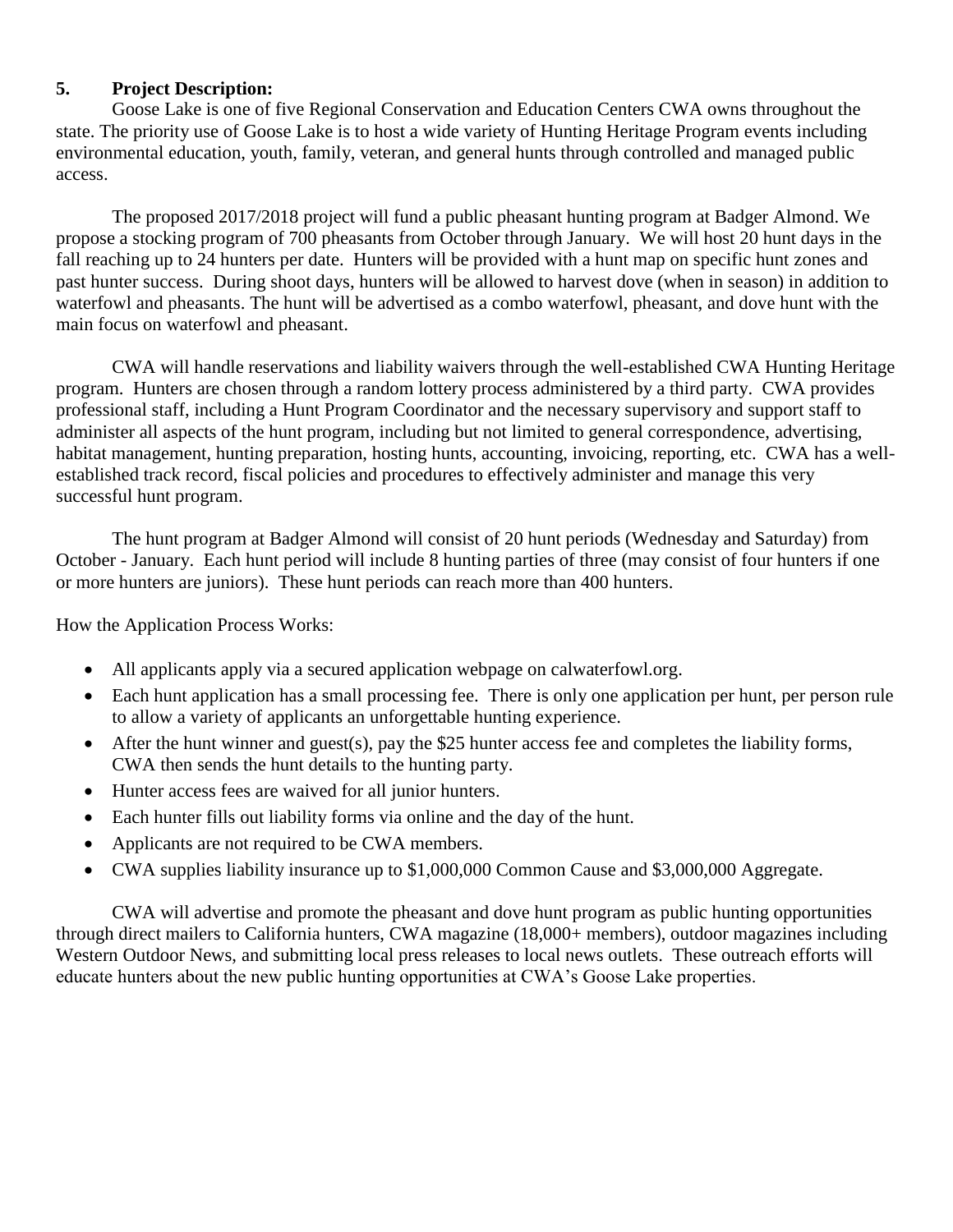**5. Project Description:**

Goose Lake is one of five Regional Conservation and Education Centers CWA owns throughout the state. The priority use of Goose Lake is to host a wide variety of Hunting Heritage Program events including environmental education, youth, family, veteran, and general hunts through controlled and managed public access.

The proposed 2017/2018 project will fund a public pheasant hunting program at Badger Almond. We propose a stocking program of 700 pheasants from October through January. We will host 20 hunt days in the fall reaching up to 24 hunters per date. Hunters will be provided with a hunt map on specific hunt zones and past hunter success. During shoot days, hunters will be allowed to harvest dove (when in season) in addition to waterfowl and pheasants. The hunt will be advertised as a combo waterfowl, pheasant, and dove hunt with the main focus on waterfowl and pheasant.

CWA will handle reservations and liability waivers through the well-established CWA Hunting Heritage program. Hunters are chosen through a random lottery process administered by a third party. CWA provides professional staff, including a Hunt Program Coordinator and the necessary supervisory and support staff to administer all aspects of the hunt program, including but not limited to general correspondence, advertising, habitat management, hunting preparation, hosting hunts, accounting, invoicing, reporting, etc. CWA has a well-established track record, fiscal policies and procedures to effectively administer and manage this very successful hunt program.

The hunt program at Badger Almond will consist of 20 hunt periods (Wednesday and Saturday) from October - January. Each hunt period will include 8 hunting parties of three (may consist of four hunters if one or more hunters are juniors). These hunt periods can reach more than 400 hunters.

How the Application Process Works:

- All applicants apply via a secured application webpage on calwaterfowl.org.
- Each hunt application has a small processing fee. There is only one application per hunt, per person rule to allow a variety of applicants an unforgettable hunting experience.
- After the hunt winner and guest(s), pay the $25 hunter access fee and completes the liability forms, CWA then sends the hunt details to the hunting party.
- Hunter access fees are waived for all junior hunters.
- Each hunter fills out liability forms via online and the day of the hunt.
- Applicants are not required to be CWA members.
- CWA supplies liability insurance up to $1,000,000 Common Cause and $3,000,000 Aggregate.

CWA will advertise and promote the pheasant and dove hunt program as public hunting opportunities through direct mailers to California hunters, CWA magazine (18,000+ members), outdoor magazines including Western Outdoor News, and submitting local press releases to local news outlets. These outreach efforts will educate hunters about the new public hunting opportunities at CWA's Goose Lake properties.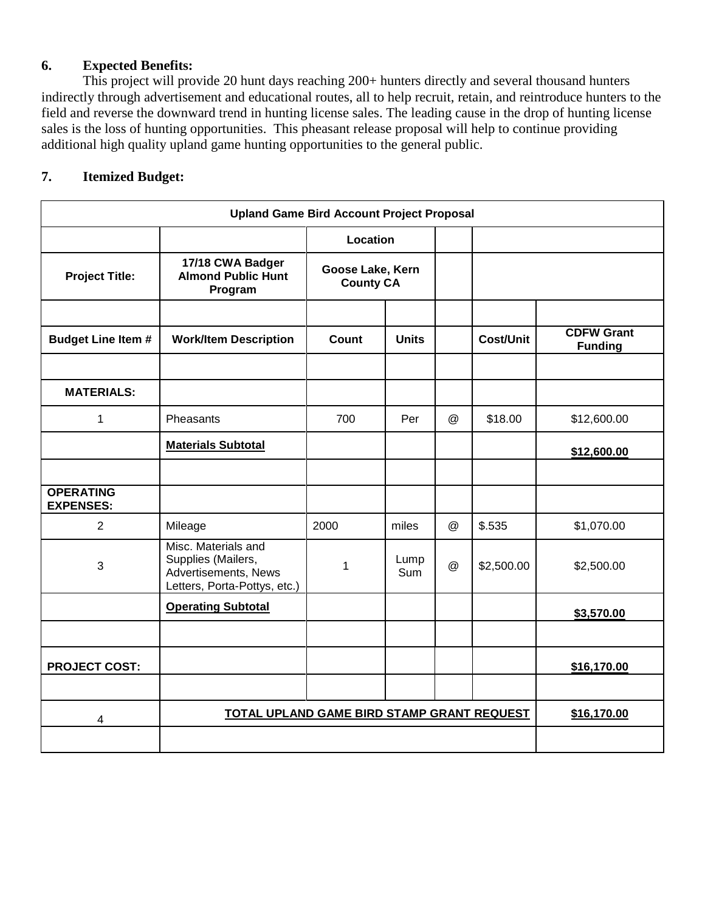### 6. Expected Benefits:

This project will provide 20 hunt days reaching 200+ hunters directly and several thousand hunters indirectly through advertisement and educational routes, all to help recruit, retain, and reintroduce hunters to the field and reverse the downward trend in hunting license sales. The leading cause in the drop of hunting license sales is the loss of hunting opportunities. This pheasant release proposal will help to continue providing additional high quality upland game hunting opportunities to the general public.

### 7. Itemized Budget:

| Upland Game Bird Account Project Proposal | | | | | | |
|---|---|---|---|---|---|---|
| | | Location | | | | |
| **Project Title:** | **17/18 CWA Badger Almond Public Hunt Program** | **Goose Lake, Kern County CA** | | | | |
| | | | | | | |
| **Budget Line Item #** | **Work/Item Description** | **Count** | **Units** | | **Cost/Unit** | **CDFW Grant Funding** |
| | | | | | | |
| **MATERIALS:** | | | | | | |
| 1 | Pheasants | 700 | Per | @ | $18.00 | $12,600.00 |
| | **Materials Subtotal** | | | | | **$12,600.00** |
| | | | | | | |
| **OPERATING EXPENSES:** | | | | | | |
| 2 | Mileage | 2000 | miles | @ | $.535 | $1,070.00 |
| 3 | Misc. Materials and Supplies (Mailers, Advertisements, News Letters, Porta-Pottys, etc.) | 1 | Lump Sum | @ | $2,500.00 | $2,500.00 |
| | **Operating Subtotal** | | | | | **$3,570.00** |
| | | | | | | |
| **PROJECT COST:** | | | | | | **$16,170.00** |
| | | | | | | |
| 4 | **TOTAL UPLAND GAME BIRD STAMP GRANT REQUEST** | | | | | **$16,170.00** |
| | | | | | | |